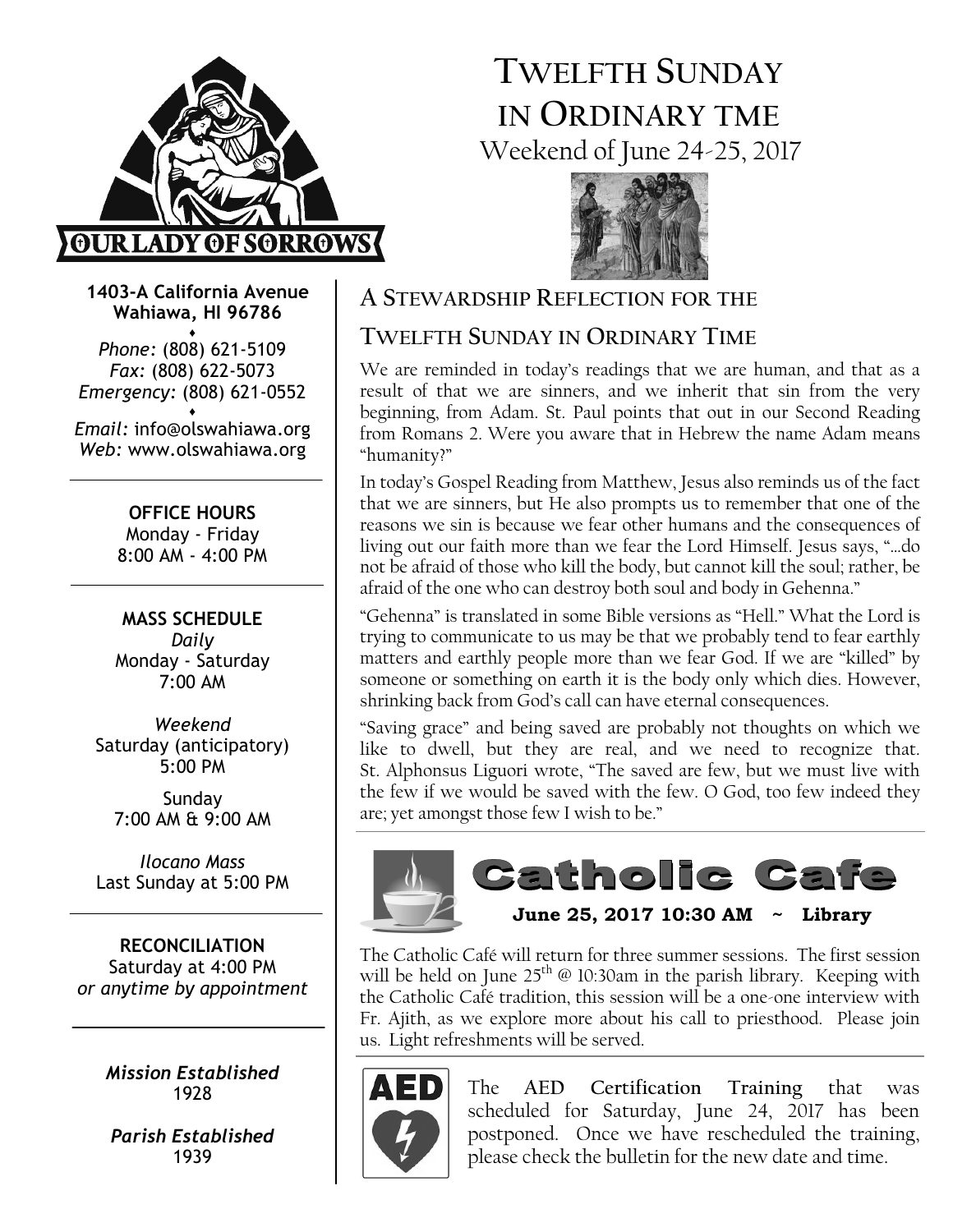# TWELFTH SUNDAY IN ORDINARY TME

Weekend of June 24-25, 2017

**1403-A California Avenue**
**Wahiawa, HI 96786**

*Phone:* (808) 621-5109
*Fax:* (808) 622-5073
*Emergency:* (808) 621-0552

*Email:* info@olswahiawa.org
*Web:* www.olswahiawa.org

**OFFICE HOURS**
Monday - Friday
8:00 AM - 4:00 PM

**MASS SCHEDULE**

*Daily*
Monday - Saturday
7:00 AM

*Weekend*
Saturday (anticipatory)
5:00 PM

Sunday
7:00 AM & 9:00 AM

*Ilocano Mass*
Last Sunday at 5:00 PM

**RECONCILIATION**
Saturday at 4:00 PM
*or anytime by appointment*

***Mission Established***
1928

***Parish Established***
1939

## A STEWARDSHIP REFLECTION FOR THE TWELFTH SUNDAY IN ORDINARY TIME

We are reminded in today's readings that we are human, and that as a result of that we are sinners, and we inherit that sin from the very beginning, from Adam. St. Paul points that out in our Second Reading from Romans 2. Were you aware that in Hebrew the name Adam means "humanity?"

In today's Gospel Reading from Matthew, Jesus also reminds us of the fact that we are sinners, but He also prompts us to remember that one of the reasons we sin is because we fear other humans and the consequences of living out our faith more than we fear the Lord Himself. Jesus says, "...do not be afraid of those who kill the body, but cannot kill the soul; rather, be afraid of the one who can destroy both soul and body in Gehenna."

"Gehenna" is translated in some Bible versions as "Hell." What the Lord is trying to communicate to us may be that we probably tend to fear earthly matters and earthly people more than we fear God. If we are "killed" by someone or something on earth it is the body only which dies. However, shrinking back from God's call can have eternal consequences.

"Saving grace" and being saved are probably not thoughts on which we like to dwell, but they are real, and we need to recognize that. St. Alphonsus Liguori wrote, "The saved are few, but we must live with the few if we would be saved with the few. O God, too few indeed they are; yet amongst those few I wish to be."

## Catholic Cafe

**June 25, 2017 10:30 AM ~ Library**

The Catholic Café will return for three summer sessions. The first session will be held on June 25th @ 10:30am in the parish library. Keeping with the Catholic Café tradition, this session will be a one-one interview with Fr. Ajith, as we explore more about his call to priesthood. Please join us. Light refreshments will be served.

The **AED Certification Training** that was scheduled for Saturday, June 24, 2017 has been postponed. Once we have rescheduled the training, please check the bulletin for the new date and time.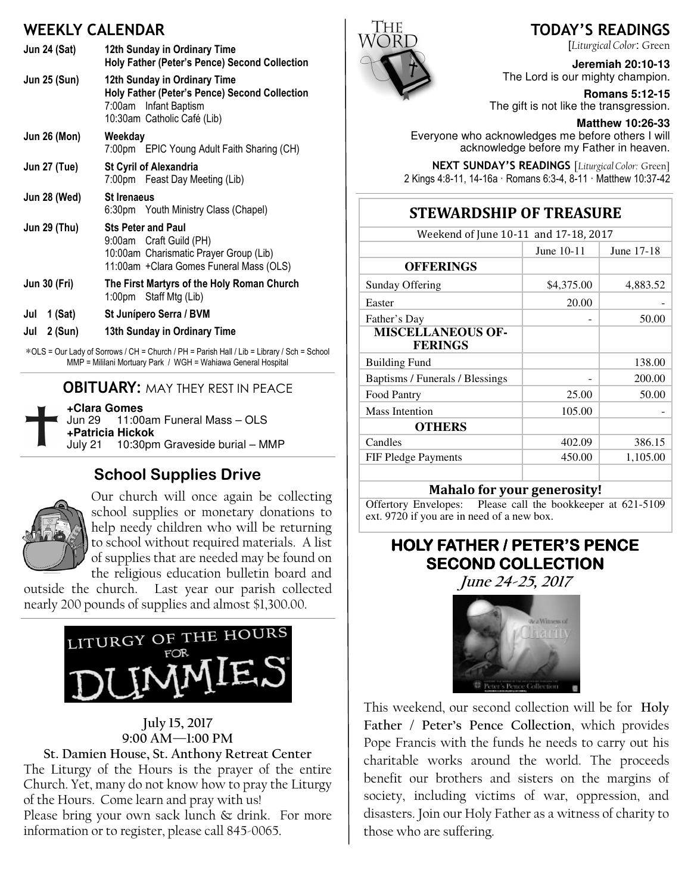## WEEKLY CALENDAR

**Jun 24 (Sat)** — **12th Sunday in Ordinary Time**
**Holy Father (Peter's Pence) Second Collection**

**Jun 25 (Sun)** — **12th Sunday in Ordinary Time**
**Holy Father (Peter's Pence) Second Collection**
7:00am Infant Baptism
10:30am Catholic Café (Lib)

**Jun 26 (Mon)** — **Weekday**
7:00pm EPIC Young Adult Faith Sharing (CH)

**Jun 27 (Tue)** — **St Cyril of Alexandria**
7:00pm Feast Day Meeting (Lib)

**Jun 28 (Wed)** — **St Irenaeus**
6:30pm Youth Ministry Class (Chapel)

**Jun 29 (Thu)** — **Sts Peter and Paul**
9:00am Craft Guild (PH)
10:00am Charismatic Prayer Group (Lib)
11:00am +Clara Gomes Funeral Mass (OLS)

**Jun 30 (Fri)** — **The First Martyrs of the Holy Roman Church**
1:00pm Staff Mtg (Lib)

**Jul 1 (Sat)** — **St Junípero Serra / BVM**

**Jul 2 (Sun)** — **13th Sunday in Ordinary Time**

*OLS = Our Lady of Sorrows / CH = Church / PH = Parish Hall / Lib = Library / Sch = School
MMP = Mililani Mortuary Park / WGH = Wahiawa General Hospital

## OBITUARY: MAY THEY REST IN PEACE

**+Clara Gomes**
Jun 29 11:00am Funeral Mass – OLS
**+Patricia Hickok**
July 21 10:30pm Graveside burial – MMP

## School Supplies Drive

Our church will once again be collecting school supplies or monetary donations to help needy children who will be returning to school without required materials. A list of supplies that are needed may be found on the religious education bulletin board and outside the church. Last year our parish collected nearly 200 pounds of supplies and almost $1,300.00.

## LITURGY OF THE HOURS FOR DUMMIES

**July 15, 2017**
**9:00 AM—1:00 PM**
**St. Damien House, St. Anthony Retreat Center**

The Liturgy of the Hours is the prayer of the entire Church. Yet, many do not know how to pray the Liturgy of the Hours. Come learn and pray with us!
Please bring your own sack lunch & drink. For more information or to register, please call 845-0065.

## TODAY'S READINGS

[*Liturgical Color*: Green

**Jeremiah 20:10-13**
The Lord is our mighty champion.

**Romans 5:12-15**
The gift is not like the transgression.

**Matthew 10:26-33**
Everyone who acknowledges me before others I will acknowledge before my Father in heaven.

**NEXT SUNDAY'S READINGS** [*Liturgical Color:* Green]
2 Kings 4:8-11, 14-16a · Romans 6:3-4, 8-11 · Matthew 10:37-42

## STEWARDSHIP OF TREASURE

Weekend of June 10-11 and 17-18, 2017

| | June 10-11 | June 17-18 |
|---|---|---|
| **OFFERINGS** | | |
| Sunday Offering | $4,375.00 | 4,883.52 |
| Easter | 20.00 | - |
| Father's Day | - | 50.00 |
| **MISCELLANEOUS OFFERINGS** | | |
| Building Fund | | 138.00 |
| Baptisms / Funerals / Blessings | - | 200.00 |
| Food Pantry | 25.00 | 50.00 |
| Mass Intention | 105.00 | - |
| **OTHERS** | | |
| Candles | 402.09 | 386.15 |
| FIF Pledge Payments | 450.00 | 1,105.00 |

**Mahalo for your generosity!**

Offertory Envelopes: Please call the bookkeeper at 621-5109 ext. 9720 if you are in need of a new box.

## HOLY FATHER / PETER'S PENCE SECOND COLLECTION

***June 24-25, 2017***

This weekend, our second collection will be for **Holy Father / Peter's Pence Collection**, which provides Pope Francis with the funds he needs to carry out his charitable works around the world. The proceeds benefit our brothers and sisters on the margins of society, including victims of war, oppression, and disasters. Join our Holy Father as a witness of charity to those who are suffering.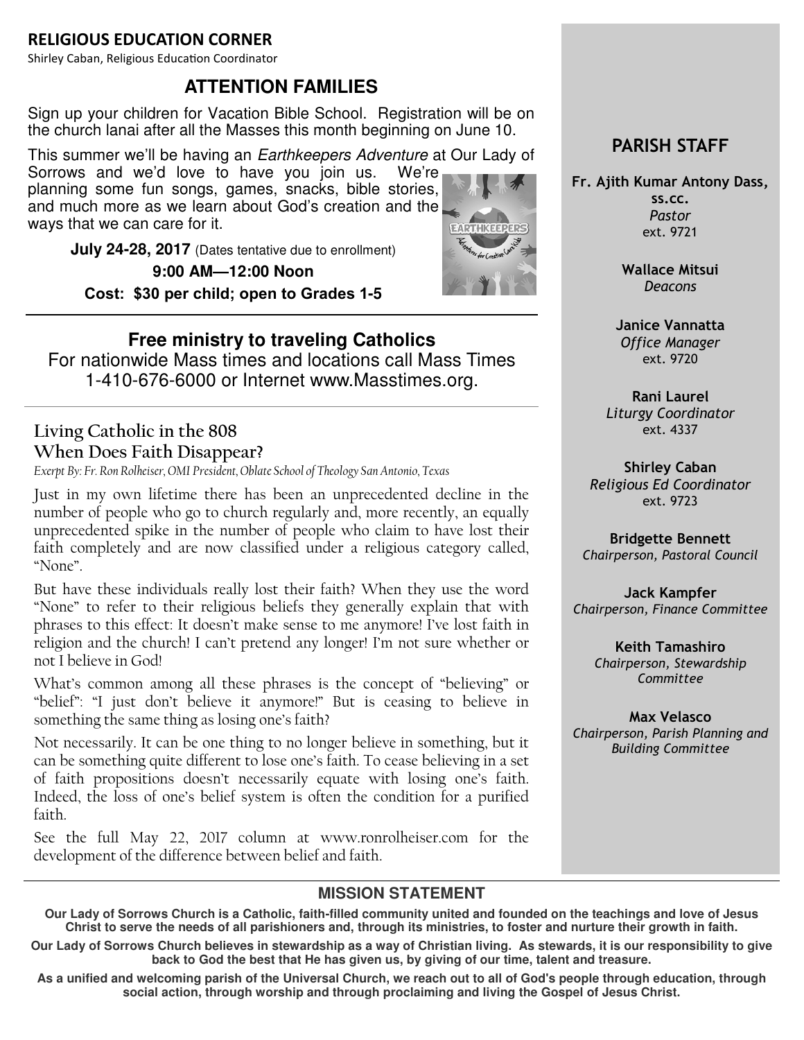## RELIGIOUS EDUCATION CORNER

Shirley Caban, Religious Education Coordinator

### ATTENTION FAMILIES

Sign up your children for Vacation Bible School. Registration will be on the church lanai after all the Masses this month beginning on June 10.

This summer we'll be having an *Earthkeepers Adventure* at Our Lady of Sorrows and we'd love to have you join us. We're planning some fun songs, games, snacks, bible stories, and much more as we learn about God's creation and the ways that we can care for it.

**July 24-28, 2017** (Dates tentative due to enrollment)

**9:00 AM—12:00 Noon**

**Cost: $30 per child; open to Grades 1-5**

---

### Free ministry to traveling Catholics

For nationwide Mass times and locations call Mass Times 1-410-676-6000 or Internet www.Masstimes.org.

---

### Living Catholic in the 808
### When Does Faith Disappear?

*Exerpt By: Fr. Ron Rolheiser, OMI President, Oblate School of Theology San Antonio, Texas*

Just in my own lifetime there has been an unprecedented decline in the number of people who go to church regularly and, more recently, an equally unprecedented spike in the number of people who claim to have lost their faith completely and are now classified under a religious category called, "None".

But have these individuals really lost their faith? When they use the word "None" to refer to their religious beliefs they generally explain that with phrases to this effect: It doesn't make sense to me anymore! I've lost faith in religion and the church! I can't pretend any longer! I'm not sure whether or not I believe in God!

What's common among all these phrases is the concept of "believing" or "belief": "I just don't believe it anymore!" But is ceasing to believe in something the same thing as losing one's faith?

Not necessarily. It can be one thing to no longer believe in something, but it can be something quite different to lose one's faith. To cease believing in a set of faith propositions doesn't necessarily equate with losing one's faith. Indeed, the loss of one's belief system is often the condition for a purified faith.

See the full May 22, 2017 column at www.ronrolheiser.com for the development of the difference between belief and faith.

## PARISH STAFF

**Fr. Ajith Kumar Antony Dass, ss.cc.**
*Pastor*
ext. 9721

**Wallace Mitsui**
*Deacons*

**Janice Vannatta**
*Office Manager*
ext. 9720

**Rani Laurel**
*Liturgy Coordinator*
ext. 4337

**Shirley Caban**
*Religious Ed Coordinator*
ext. 9723

**Bridgette Bennett**
*Chairperson, Pastoral Council*

**Jack Kampfer**
*Chairperson, Finance Committee*

**Keith Tamashiro**
*Chairperson, Stewardship Committee*

**Max Velasco**
*Chairperson, Parish Planning and Building Committee*

---

## MISSION STATEMENT

**Our Lady of Sorrows Church is a Catholic, faith-filled community united and founded on the teachings and love of Jesus Christ to serve the needs of all parishioners and, through its ministries, to foster and nurture their growth in faith.**

**Our Lady of Sorrows Church believes in stewardship as a way of Christian living. As stewards, it is our responsibility to give back to God the best that He has given us, by giving of our time, talent and treasure.**

**As a unified and welcoming parish of the Universal Church, we reach out to all of God's people through education, through social action, through worship and through proclaiming and living the Gospel of Jesus Christ.**